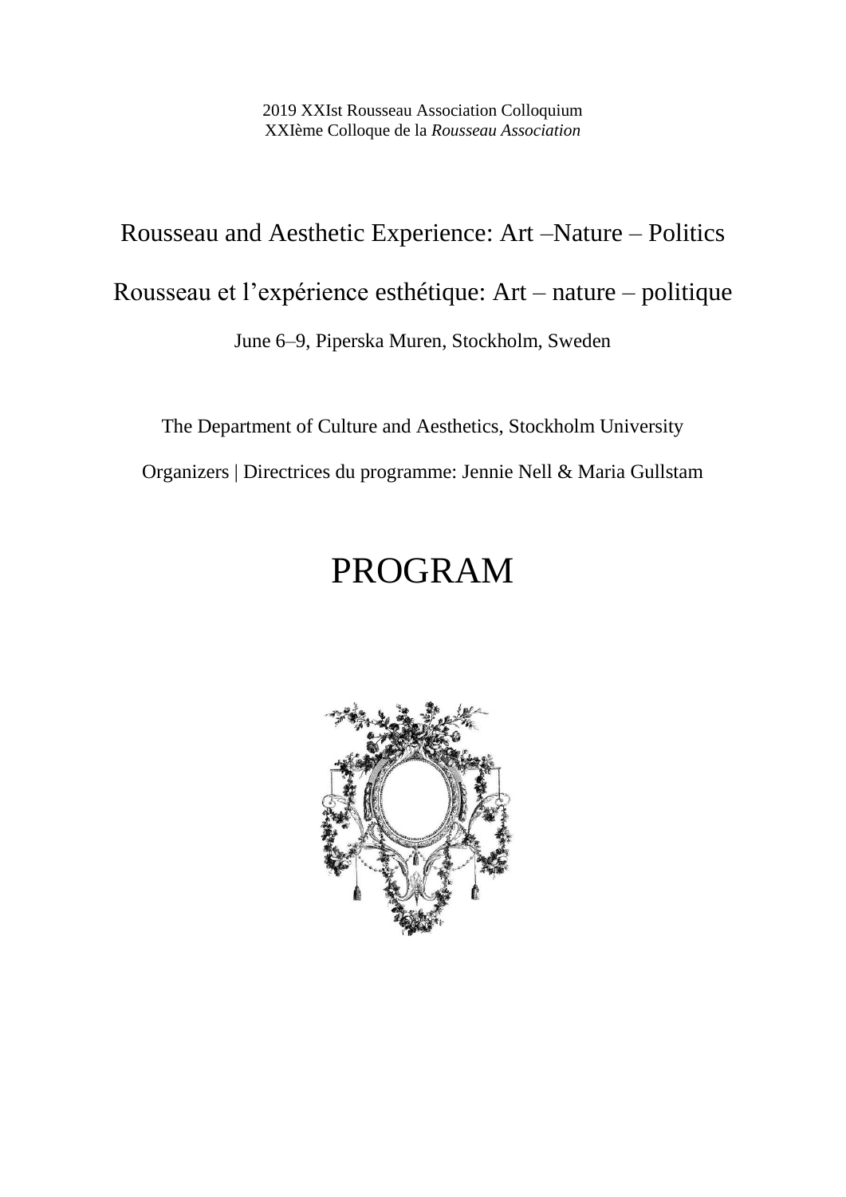2019 XXIst Rousseau Association Colloquium
XXIème Colloque de la *Rousseau Association*

# Rousseau and Aesthetic Experience: Art –Nature – Politics

# Rousseau et l'expérience esthétique: Art – nature – politique

June 6–9, Piperska Muren, Stockholm, Sweden

The Department of Culture and Aesthetics, Stockholm University

Organizers | Directrices du programme: Jennie Nell & Maria Gullstam

# PROGRAM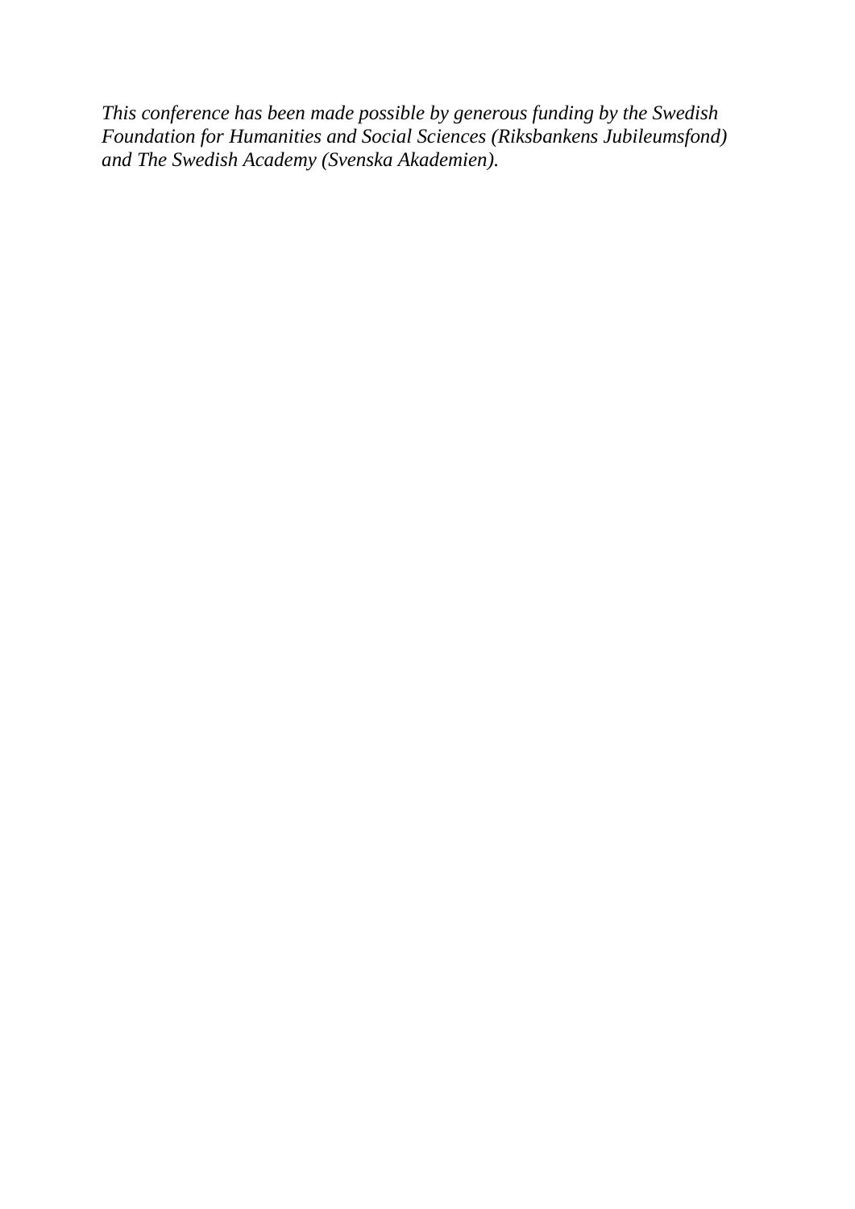*This conference has been made possible by generous funding by the Swedish Foundation for Humanities and Social Sciences (Riksbankens Jubileumsfond) and The Swedish Academy (Svenska Akademien).*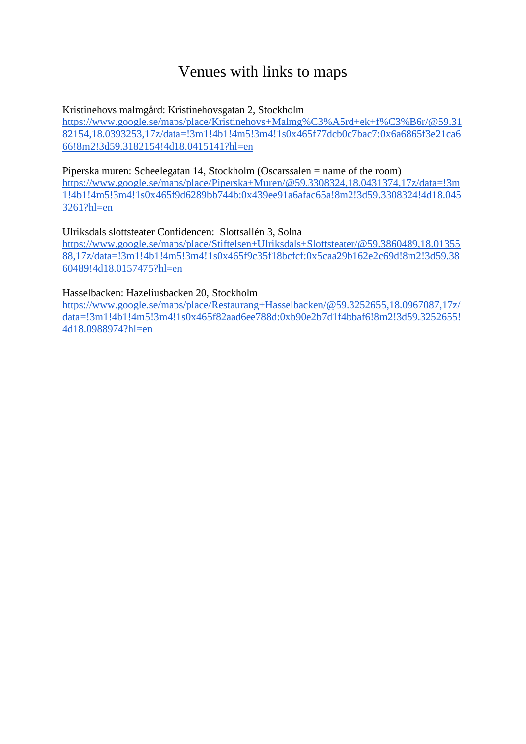# Venues with links to maps

Kristinehovs malmgård: Kristinehovsgatan 2, Stockholm
https://www.google.se/maps/place/Kristinehovs+Malmg%C3%A5rd+ek+f%C3%B6r/@59.3182154,18.0393253,17z/data=!3m1!4b1!4m5!3m4!1s0x465f77dcb0c7bac7:0x6a6865f3e21ca666!8m2!3d59.3182154!4d18.0415141?hl=en

Piperska muren: Scheelegatan 14, Stockholm (Oscarssalen = name of the room)
https://www.google.se/maps/place/Piperska+Muren/@59.3308324,18.0431374,17z/data=!3m1!4b1!4m5!3m4!1s0x465f9d6289bb744b:0x439ee91a6afac65a!8m2!3d59.3308324!4d18.0453261?hl=en

Ulriksdals slottsteater Confidencen: Slottsallén 3, Solna
https://www.google.se/maps/place/Stiftelsen+Ulriksdals+Slottsteater/@59.3860489,18.0135588,17z/data=!3m1!4b1!4m5!3m4!1s0x465f9c35f18bcfcf:0x5caa29b162e2c69d!8m2!3d59.3860489!4d18.0157475?hl=en

Hasselbacken: Hazeliusbacken 20, Stockholm
https://www.google.se/maps/place/Restaurang+Hasselbacken/@59.3252655,18.0967087,17z/data=!3m1!4b1!4m5!3m4!1s0x465f82aad6ee788d:0xb90e2b7d1f4bbaf6!8m2!3d59.3252655!4d18.0988974?hl=en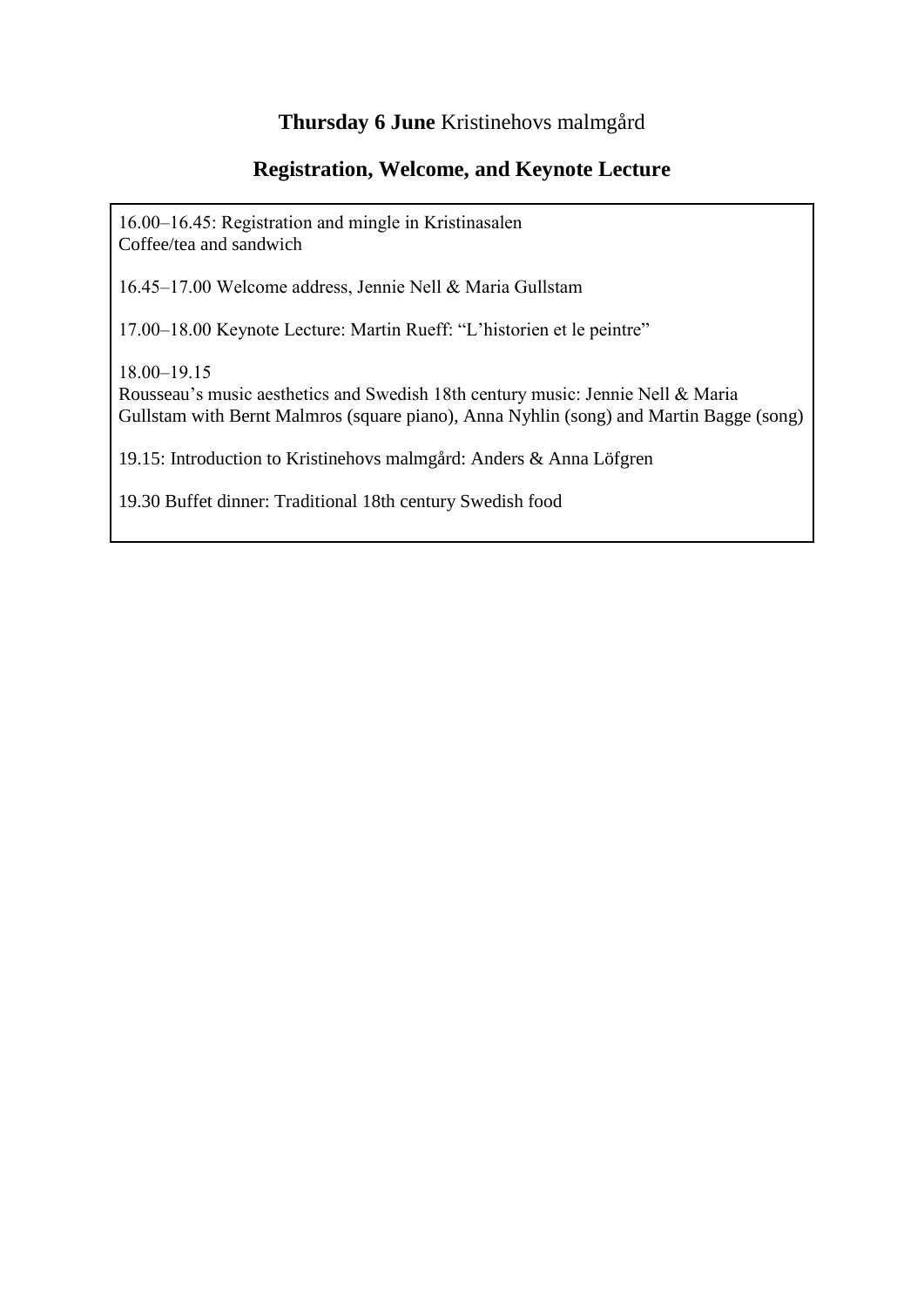**Thursday 6 June** Kristinehovs malmgård

## Registration, Welcome, and Keynote Lecture

16.00–16.45: Registration and mingle in Kristinasalen
Coffee/tea and sandwich

16.45–17.00 Welcome address, Jennie Nell & Maria Gullstam

17.00–18.00 Keynote Lecture: Martin Rueff: "L'historien et le peintre"

18.00–19.15
Rousseau's music aesthetics and Swedish 18th century music: Jennie Nell & Maria Gullstam with Bernt Malmros (square piano), Anna Nyhlin (song) and Martin Bagge (song)

19.15: Introduction to Kristinehovs malmgård: Anders & Anna Löfgren

19.30 Buffet dinner: Traditional 18th century Swedish food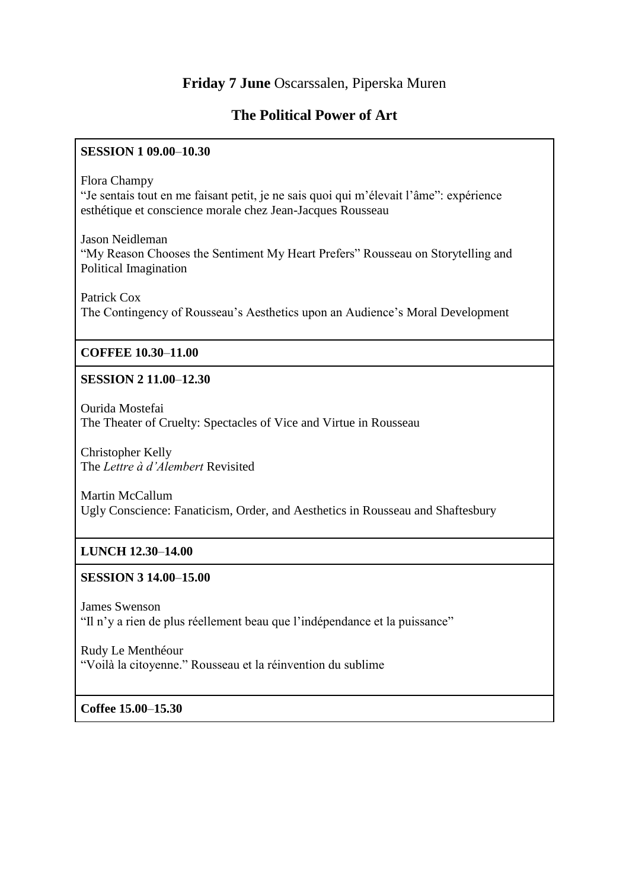## **Friday 7 June** Oscarssalen, Piperska Muren

## The Political Power of Art

**SESSION 1 09.00–10.30**

Flora Champy
"Je sentais tout en me faisant petit, je ne sais quoi qui m'élevait l'âme": expérience esthétique et conscience morale chez Jean-Jacques Rousseau

Jason Neidleman
"My Reason Chooses the Sentiment My Heart Prefers" Rousseau on Storytelling and Political Imagination

Patrick Cox
The Contingency of Rousseau's Aesthetics upon an Audience's Moral Development

**COFFEE 10.30–11.00**

**SESSION 2 11.00–12.30**

Ourida Mostefai
The Theater of Cruelty: Spectacles of Vice and Virtue in Rousseau

Christopher Kelly
The *Lettre à d'Alembert* Revisited

Martin McCallum
Ugly Conscience: Fanaticism, Order, and Aesthetics in Rousseau and Shaftesbury

**LUNCH 12.30–14.00**

**SESSION 3 14.00–15.00**

James Swenson
"Il n'y a rien de plus réellement beau que l'indépendance et la puissance"

Rudy Le Menthéour
"Voilà la citoyenne." Rousseau et la réinvention du sublime

**Coffee 15.00–15.30**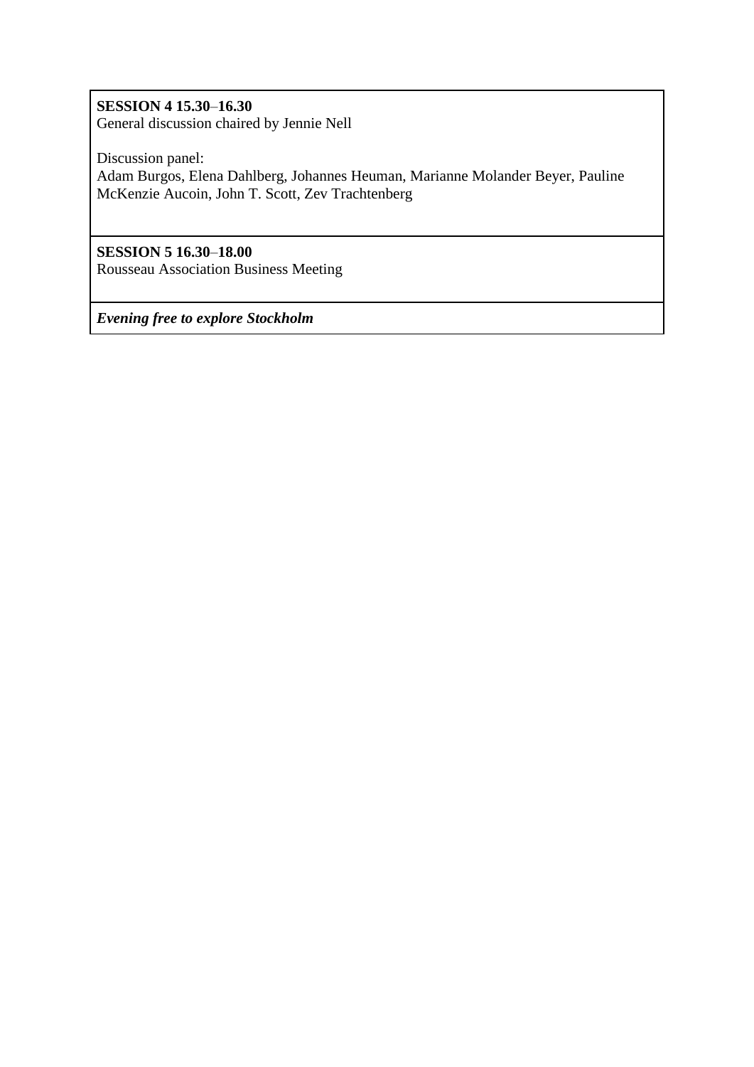**SESSION 4 15.30–16.30**
General discussion chaired by Jennie Nell

Discussion panel:
Adam Burgos, Elena Dahlberg, Johannes Heuman, Marianne Molander Beyer, Pauline McKenzie Aucoin, John T. Scott, Zev Trachtenberg

**SESSION 5 16.30–18.00**
Rousseau Association Business Meeting

***Evening free to explore Stockholm***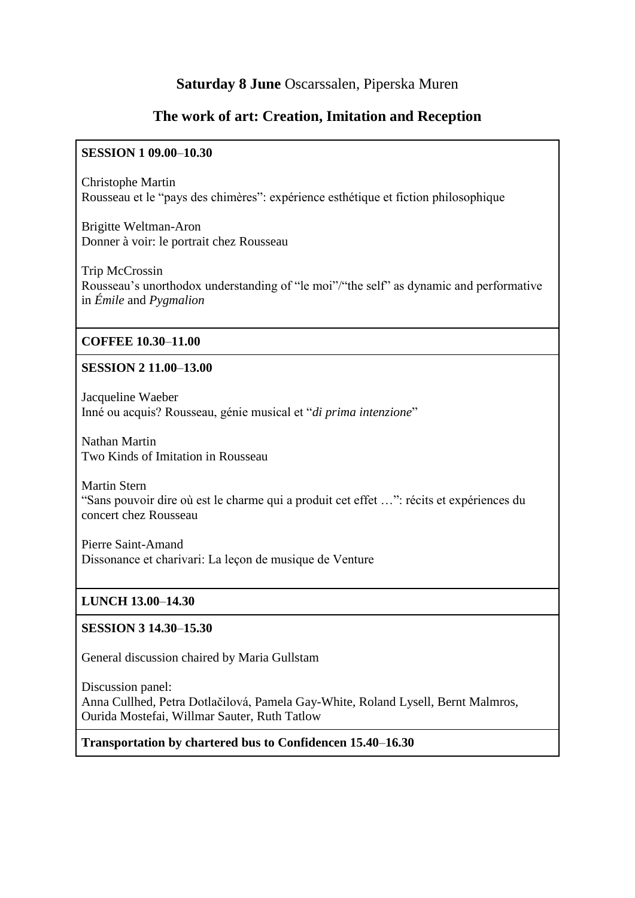**Saturday 8 June** Oscarssalen, Piperska Muren

## The work of art: Creation, Imitation and Reception

**SESSION 1 09.00–10.30**

Christophe Martin
Rousseau et le "pays des chimères": expérience esthétique et fiction philosophique

Brigitte Weltman-Aron
Donner à voir: le portrait chez Rousseau

Trip McCrossin
Rousseau's unorthodox understanding of "le moi"/"the self" as dynamic and performative in *Émile* and *Pygmalion*

**COFFEE 10.30–11.00**

**SESSION 2 11.00–13.00**

Jacqueline Waeber
Inné ou acquis? Rousseau, génie musical et "*di prima intenzione*"

Nathan Martin
Two Kinds of Imitation in Rousseau

Martin Stern
"Sans pouvoir dire où est le charme qui a produit cet effet …": récits et expériences du concert chez Rousseau

Pierre Saint-Amand
Dissonance et charivari: La leçon de musique de Venture

**LUNCH 13.00–14.30**

**SESSION 3 14.30–15.30**

General discussion chaired by Maria Gullstam

Discussion panel:
Anna Cullhed, Petra Dotlačilová, Pamela Gay-White, Roland Lysell, Bernt Malmros, Ourida Mostefai, Willmar Sauter, Ruth Tatlow

**Transportation by chartered bus to Confidencen 15.40–16.30**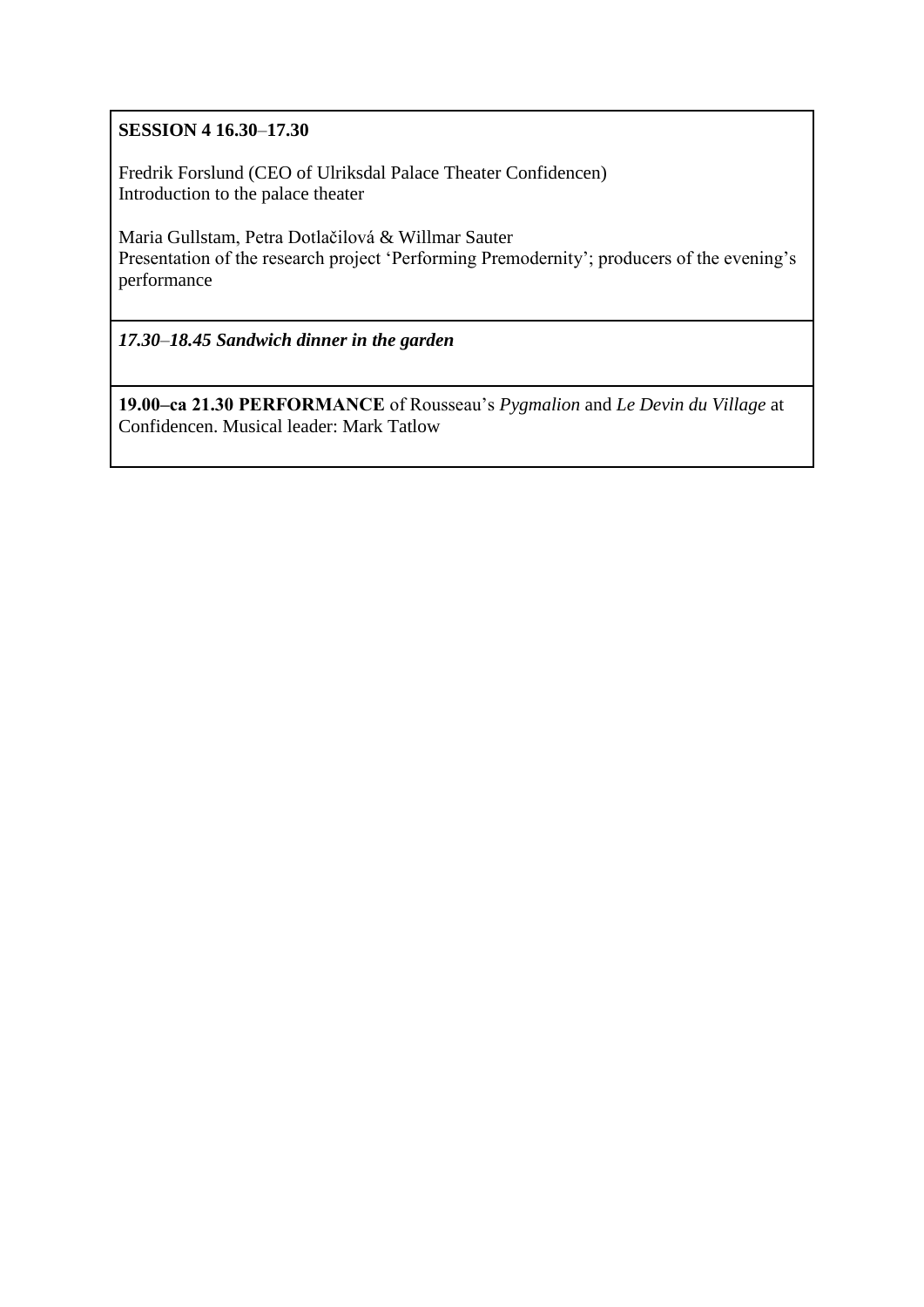**SESSION 4 16.30–17.30**

Fredrik Forslund (CEO of Ulriksdal Palace Theater Confidencen)
Introduction to the palace theater

Maria Gullstam, Petra Dotlačilová & Willmar Sauter
Presentation of the research project 'Performing Premodernity'; producers of the evening's performance

***17.30–18.45 Sandwich dinner in the garden***

**19.00–ca 21.30 PERFORMANCE** of Rousseau's *Pygmalion* and *Le Devin du Village* at Confidencen. Musical leader: Mark Tatlow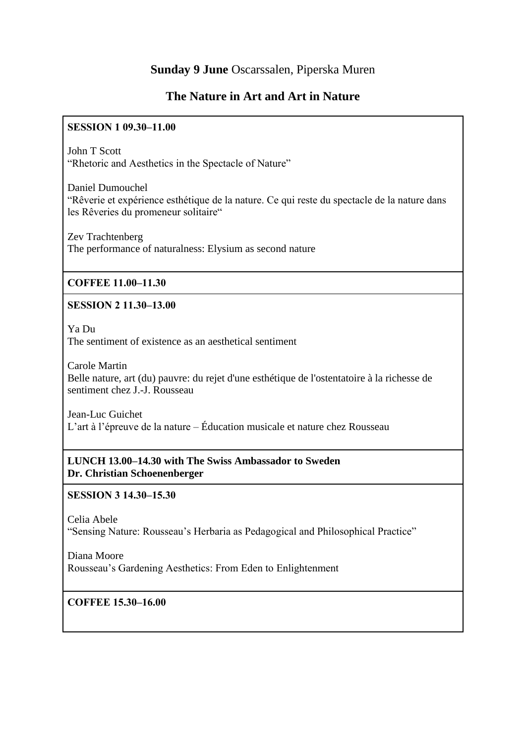**Sunday 9 June** Oscarssalen, Piperska Muren

## The Nature in Art and Art in Nature

**SESSION 1 09.30–11.00**

John T Scott
“Rhetoric and Aesthetics in the Spectacle of Nature”

Daniel Dumouchel
“Rêverie et expérience esthétique de la nature. Ce qui reste du spectacle de la nature dans les Rêveries du promeneur solitaire“

Zev Trachtenberg
The performance of naturalness: Elysium as second nature

**COFFEE 11.00–11.30**

**SESSION 2 11.30–13.00**

Ya Du
The sentiment of existence as an aesthetical sentiment

Carole Martin
Belle nature, art (du) pauvre: du rejet d'une esthétique de l'ostentatoire à la richesse de sentiment chez J.-J. Rousseau

Jean-Luc Guichet
L’art à l’épreuve de la nature – Éducation musicale et nature chez Rousseau

**LUNCH 13.00–14.30 with The Swiss Ambassador to Sweden**
**Dr. Christian Schoenenberger**

**SESSION 3 14.30–15.30**

Celia Abele
“Sensing Nature: Rousseau’s Herbaria as Pedagogical and Philosophical Practice”

Diana Moore
Rousseau’s Gardening Aesthetics: From Eden to Enlightenment

**COFFEE 15.30–16.00**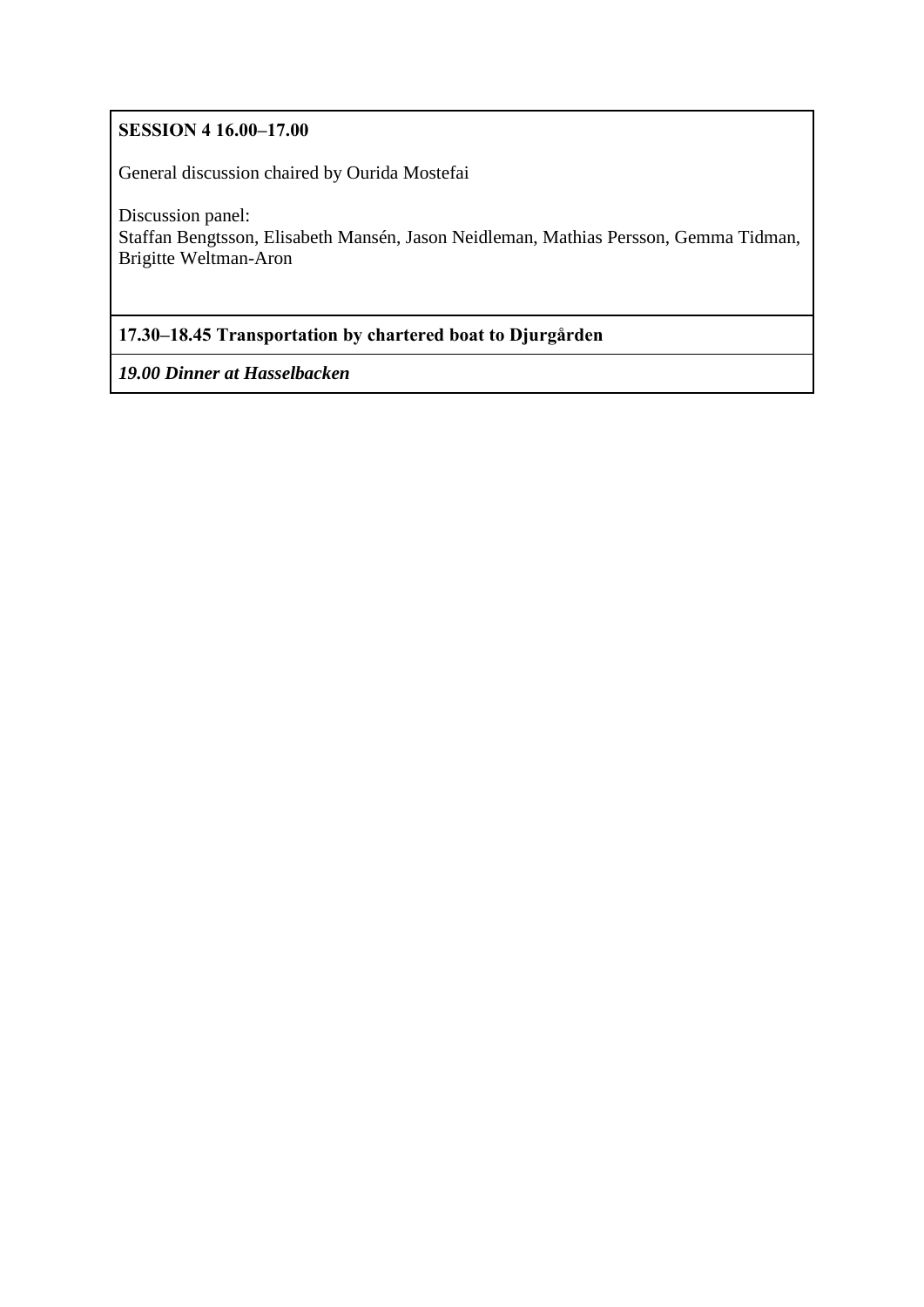**SESSION 4 16.00–17.00**

General discussion chaired by Ourida Mostefai

Discussion panel:
Staffan Bengtsson, Elisabeth Mansén, Jason Neidleman, Mathias Persson, Gemma Tidman, Brigitte Weltman-Aron

**17.30–18.45 Transportation by chartered boat to Djurgården**

***19.00 Dinner at Hasselbacken***